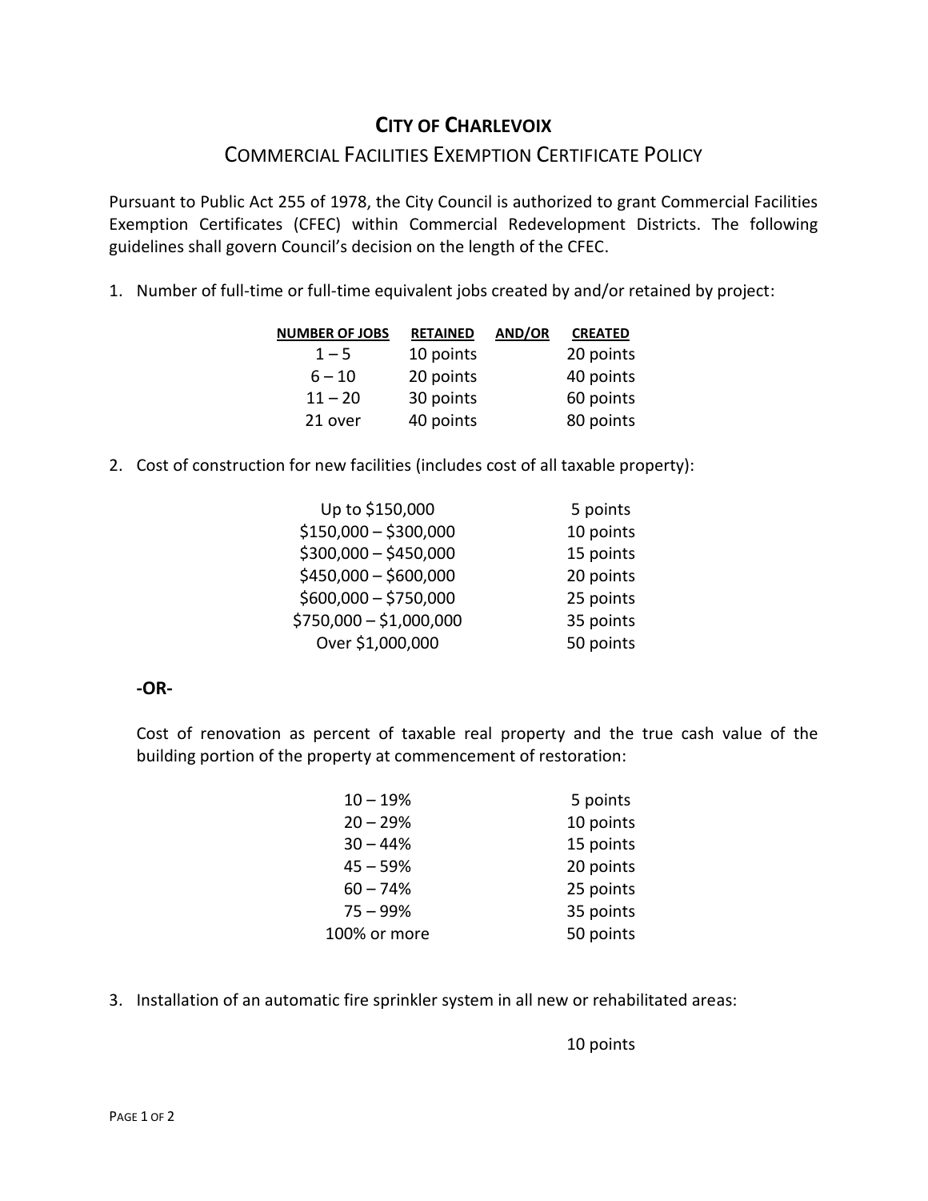# CITY OF CHARLEVOIX

## COMMERCIAL FACILITIES EXEMPTION CERTIFICATE POLICY

Pursuant to Public Act 255 of 1978, the City Council is authorized to grant Commercial Facilities Exemption Certificates (CFEC) within Commercial Redevelopment Districts. The following guidelines shall govern Council's decision on the length of the CFEC.

1. Number of full-time or full-time equivalent jobs created by and/or retained by project:

| NUMBER OF JOBS | RETAINED | AND/OR | CREATED |
|---|---|---|---|
| 1 – 5 | 10 points | | 20 points |
| 6 – 10 | 20 points | | 40 points |
| 11 – 20 | 30 points | | 60 points |
| 21 over | 40 points | | 80 points |

2. Cost of construction for new facilities (includes cost of all taxable property):

| | |
|---|---|
| Up to $150,000 | 5 points |
| $150,000 – $300,000 | 10 points |
| $300,000 – $450,000 | 15 points |
| $450,000 – $600,000 | 20 points |
| $600,000 – $750,000 | 25 points |
| $750,000 – $1,000,000 | 35 points |
| Over $1,000,000 | 50 points |

**-OR-**

Cost of renovation as percent of taxable real property and the true cash value of the building portion of the property at commencement of restoration:

| | |
|---|---|
| 10 – 19% | 5 points |
| 20 – 29% | 10 points |
| 30 – 44% | 15 points |
| 45 – 59% | 20 points |
| 60 – 74% | 25 points |
| 75 – 99% | 35 points |
| 100% or more | 50 points |

3. Installation of an automatic fire sprinkler system in all new or rehabilitated areas:

10 points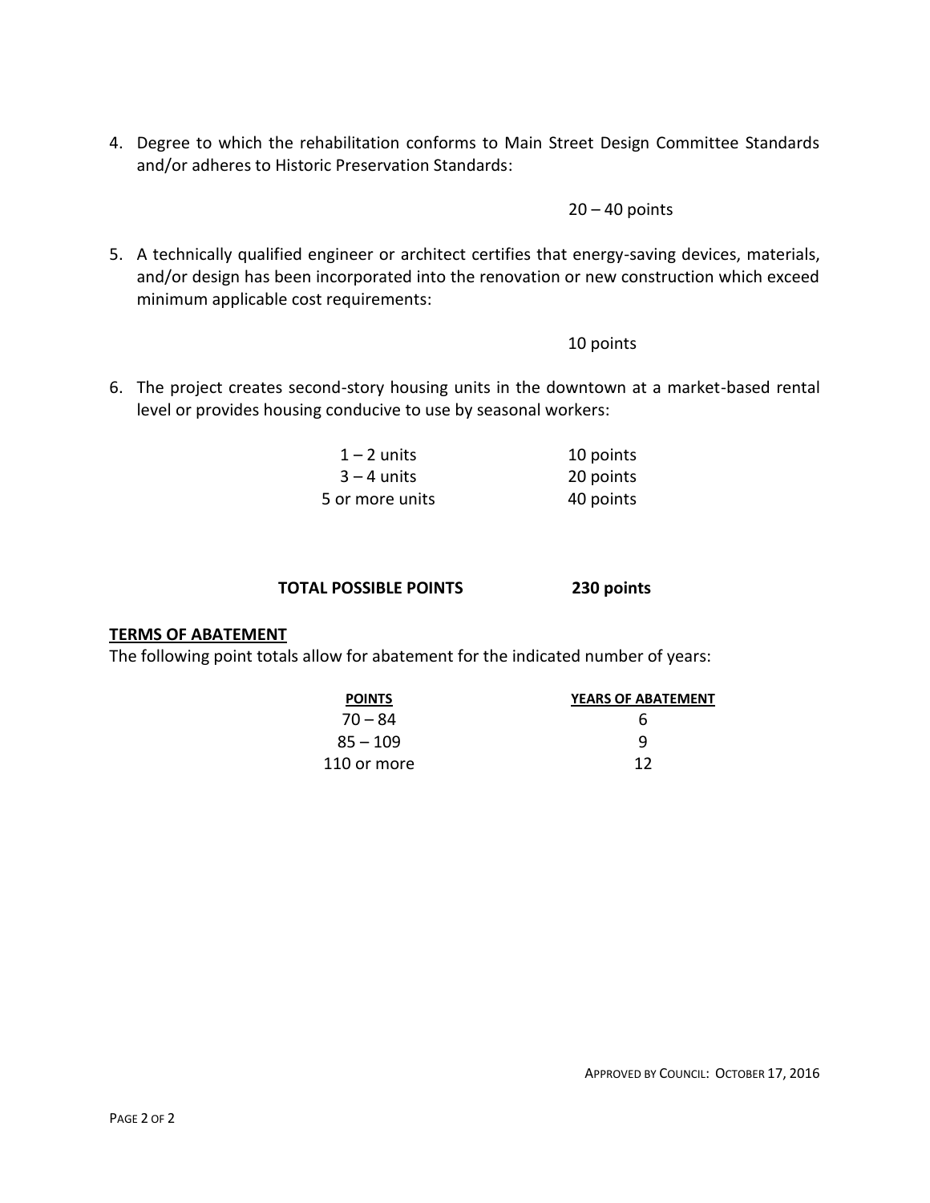4. Degree to which the rehabilitation conforms to Main Street Design Committee Standards and/or adheres to Historic Preservation Standards:

   20 – 40 points

5. A technically qualified engineer or architect certifies that energy-saving devices, materials, and/or design has been incorporated into the renovation or new construction which exceed minimum applicable cost requirements:

   10 points

6. The project creates second-story housing units in the downtown at a market-based rental level or provides housing conducive to use by seasonal workers:

| | |
|---|---|
| 1 – 2 units | 10 points |
| 3 – 4 units | 20 points |
| 5 or more units | 40 points |

**TOTAL POSSIBLE POINTS 230 points**

## TERMS OF ABATEMENT

The following point totals allow for abatement for the indicated number of years:

| POINTS | YEARS OF ABATEMENT |
|---|---|
| 70 – 84 | 6 |
| 85 – 109 | 9 |
| 110 or more | 12 |

APPROVED BY COUNCIL: OCTOBER 17, 2016